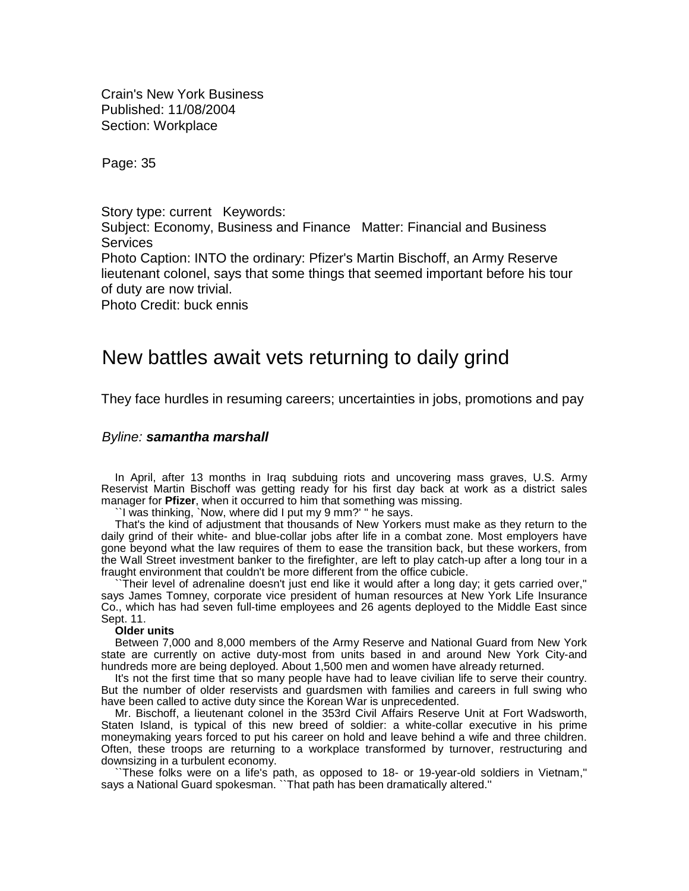Crain's New York Business
Published: 11/08/2004
Section: Workplace

Page: 35

Story type: current Keywords:
Subject: Economy, Business and Finance Matter: Financial and Business Services
Photo Caption: INTO the ordinary: Pfizer's Martin Bischoff, an Army Reserve lieutenant colonel, says that some things that seemed important before his tour of duty are now trivial.
Photo Credit: buck ennis

# New battles await vets returning to daily grind

They face hurdles in resuming careers; uncertainties in jobs, promotions and pay

*Byline:* ***samantha marshall***

In April, after 13 months in Iraq subduing riots and uncovering mass graves, U.S. Army Reservist Martin Bischoff was getting ready for his first day back at work as a district sales manager for **Pfizer**, when it occurred to him that something was missing.

``I was thinking, `Now, where did I put my 9 mm?' " he says.

That's the kind of adjustment that thousands of New Yorkers must make as they return to the daily grind of their white- and blue-collar jobs after life in a combat zone. Most employers have gone beyond what the law requires of them to ease the transition back, but these workers, from the Wall Street investment banker to the firefighter, are left to play catch-up after a long tour in a fraught environment that couldn't be more different from the office cubicle.

``Their level of adrenaline doesn't just end like it would after a long day; it gets carried over," says James Tomney, corporate vice president of human resources at New York Life Insurance Co., which has had seven full-time employees and 26 agents deployed to the Middle East since Sept. 11.

**Older units**

Between 7,000 and 8,000 members of the Army Reserve and National Guard from New York state are currently on active duty-most from units based in and around New York City-and hundreds more are being deployed. About 1,500 men and women have already returned.

It's not the first time that so many people have had to leave civilian life to serve their country. But the number of older reservists and guardsmen with families and careers in full swing who have been called to active duty since the Korean War is unprecedented.

Mr. Bischoff, a lieutenant colonel in the 353rd Civil Affairs Reserve Unit at Fort Wadsworth, Staten Island, is typical of this new breed of soldier: a white-collar executive in his prime moneymaking years forced to put his career on hold and leave behind a wife and three children. Often, these troops are returning to a workplace transformed by turnover, restructuring and downsizing in a turbulent economy.

``These folks were on a life's path, as opposed to 18- or 19-year-old soldiers in Vietnam," says a National Guard spokesman. ``That path has been dramatically altered."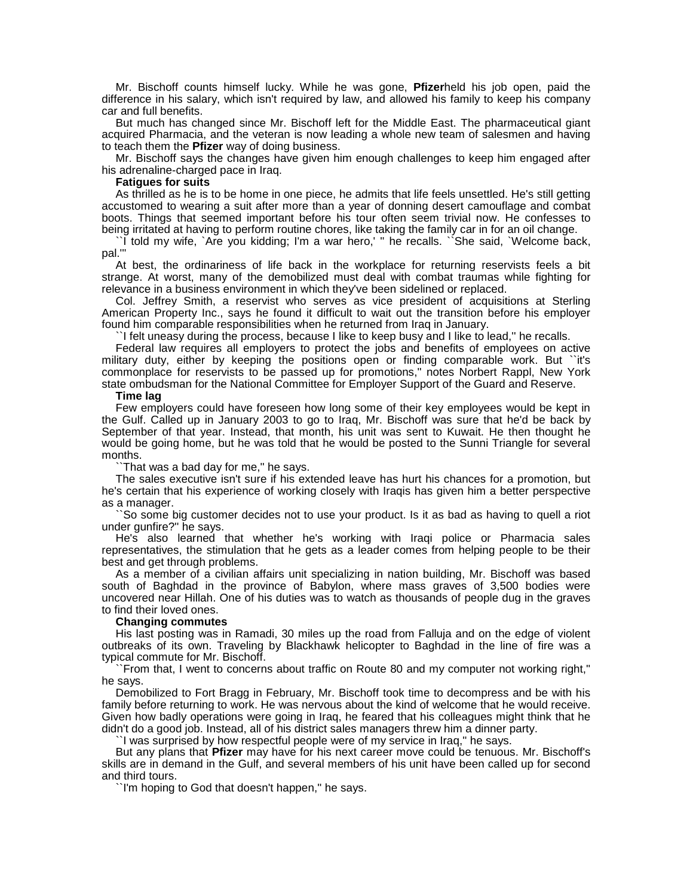Mr. Bischoff counts himself lucky. While he was gone, **Pfizer**held his job open, paid the difference in his salary, which isn't required by law, and allowed his family to keep his company car and full benefits.

But much has changed since Mr. Bischoff left for the Middle East. The pharmaceutical giant acquired Pharmacia, and the veteran is now leading a whole new team of salesmen and having to teach them the **Pfizer** way of doing business.

Mr. Bischoff says the changes have given him enough challenges to keep him engaged after his adrenaline-charged pace in Iraq.

**Fatigues for suits**

As thrilled as he is to be home in one piece, he admits that life feels unsettled. He's still getting accustomed to wearing a suit after more than a year of donning desert camouflage and combat boots. Things that seemed important before his tour often seem trivial now. He confesses to being irritated at having to perform routine chores, like taking the family car in for an oil change.

``I told my wife, `Are you kidding; I'm a war hero,' '' he recalls. ``She said, `Welcome back, pal.'''

At best, the ordinariness of life back in the workplace for returning reservists feels a bit strange. At worst, many of the demobilized must deal with combat traumas while fighting for relevance in a business environment in which they've been sidelined or replaced.

Col. Jeffrey Smith, a reservist who serves as vice president of acquisitions at Sterling American Property Inc., says he found it difficult to wait out the transition before his employer found him comparable responsibilities when he returned from Iraq in January.

``I felt uneasy during the process, because I like to keep busy and I like to lead,'' he recalls.

Federal law requires all employers to protect the jobs and benefits of employees on active military duty, either by keeping the positions open or finding comparable work. But ``it's commonplace for reservists to be passed up for promotions,'' notes Norbert Rappl, New York state ombudsman for the National Committee for Employer Support of the Guard and Reserve.

**Time lag**

Few employers could have foreseen how long some of their key employees would be kept in the Gulf. Called up in January 2003 to go to Iraq, Mr. Bischoff was sure that he'd be back by September of that year. Instead, that month, his unit was sent to Kuwait. He then thought he would be going home, but he was told that he would be posted to the Sunni Triangle for several months.

``That was a bad day for me,'' he says.

The sales executive isn't sure if his extended leave has hurt his chances for a promotion, but he's certain that his experience of working closely with Iraqis has given him a better perspective as a manager.

``So some big customer decides not to use your product. Is it as bad as having to quell a riot under gunfire?'' he says.

He's also learned that whether he's working with Iraqi police or Pharmacia sales representatives, the stimulation that he gets as a leader comes from helping people to be their best and get through problems.

As a member of a civilian affairs unit specializing in nation building, Mr. Bischoff was based south of Baghdad in the province of Babylon, where mass graves of 3,500 bodies were uncovered near Hillah. One of his duties was to watch as thousands of people dug in the graves to find their loved ones.

**Changing commutes**

His last posting was in Ramadi, 30 miles up the road from Falluja and on the edge of violent outbreaks of its own. Traveling by Blackhawk helicopter to Baghdad in the line of fire was a typical commute for Mr. Bischoff.

``From that, I went to concerns about traffic on Route 80 and my computer not working right,'' he says.

Demobilized to Fort Bragg in February, Mr. Bischoff took time to decompress and be with his family before returning to work. He was nervous about the kind of welcome that he would receive. Given how badly operations were going in Iraq, he feared that his colleagues might think that he didn't do a good job. Instead, all of his district sales managers threw him a dinner party.

``I was surprised by how respectful people were of my service in Iraq,'' he says.

But any plans that **Pfizer** may have for his next career move could be tenuous. Mr. Bischoff's skills are in demand in the Gulf, and several members of his unit have been called up for second and third tours.

``I'm hoping to God that doesn't happen,'' he says.